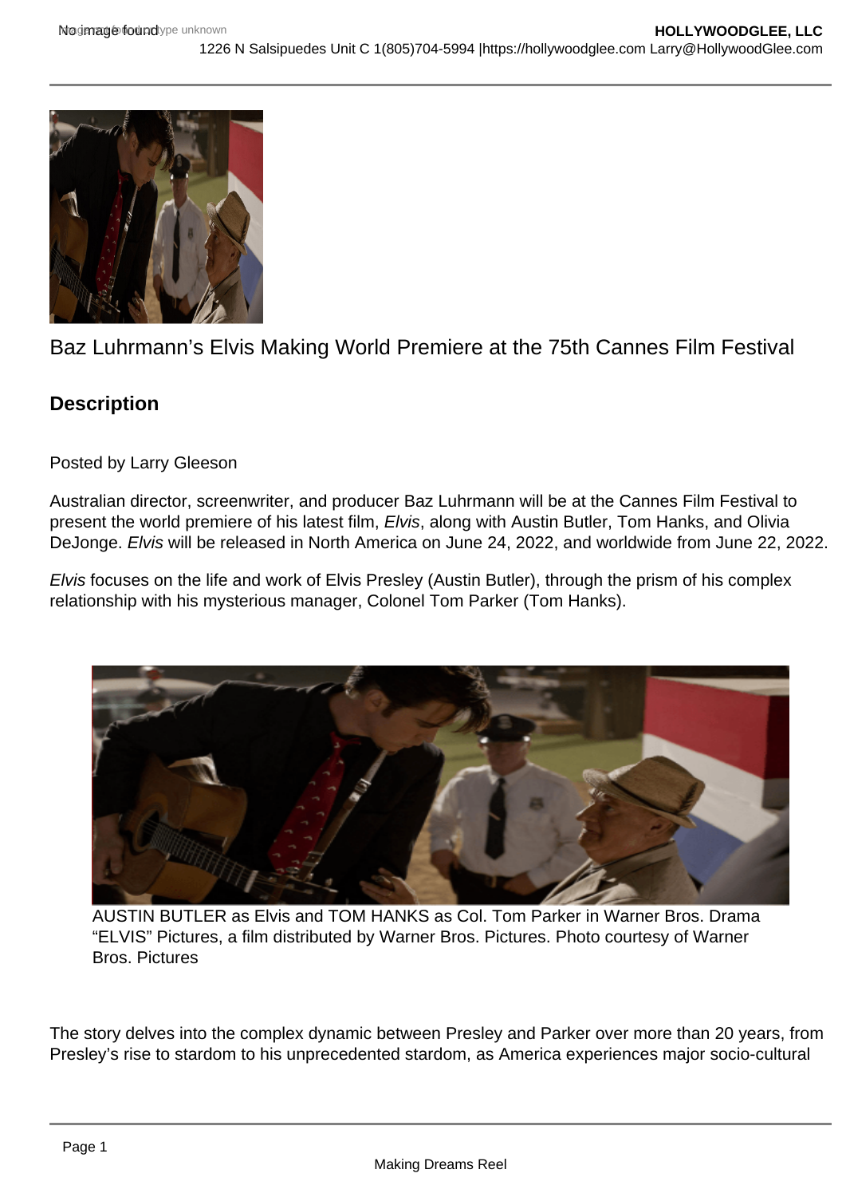# Baz Luhrmann's Elvis Making World Premiere at the 75th Cannes Film Festival

## Description

Posted by Larry Gleeson

Australian director, screenwriter, and producer Baz Luhrmann will be at the Cannes Film Festival to present the world premiere of his latest film, *Elvis*, along with Austin Butler, Tom Hanks, and Olivia DeJonge. *Elvis* will be released in North America on June 24, 2022, and worldwide from June 22, 2022.

*Elvis* focuses on the life and work of Elvis Presley (Austin Butler), through the prism of his complex relationship with his mysterious manager, Colonel Tom Parker (Tom Hanks).

AUSTIN BUTLER as Elvis and TOM HANKS as Col. Tom Parker in Warner Bros. Drama "ELVIS" Pictures, a film distributed by Warner Bros. Pictures. Photo courtesy of Warner Bros. Pictures

The story delves into the complex dynamic between Presley and Parker over more than 20 years, from Presley's rise to stardom to his unprecedented stardom, as America experiences major socio-cultural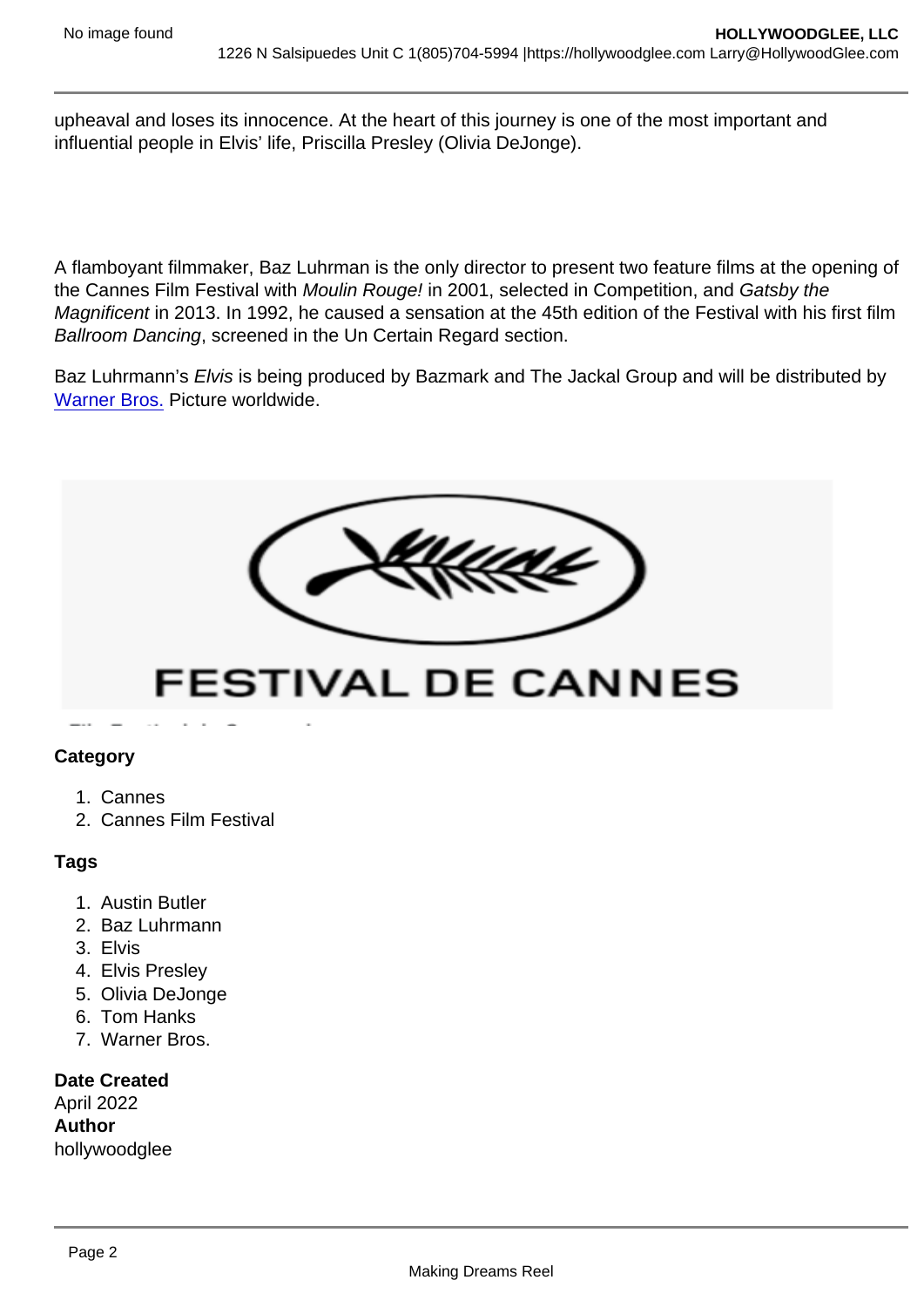upheaval and loses its innocence. At the heart of this journey is one of the most important and influential people in Elvis' life, Priscilla Presley (Olivia DeJonge).

A flamboyant filmmaker, Baz Luhrman is the only director to present two feature films at the opening of the Cannes Film Festival with *Moulin Rouge!* in 2001, selected in Competition, and *Gatsby the Magnificent* in 2013. In 1992, he caused a sensation at the 45th edition of the Festival with his first film *Ballroom Dancing*, screened in the Un Certain Regard section.

Baz Luhrmann's *Elvis* is being produced by Bazmark and The Jackal Group and will be distributed by Warner Bros. Picture worldwide.

**Category**

1. Cannes
2. Cannes Film Festival

**Tags**

1. Austin Butler
2. Baz Luhrmann
3. Elvis
4. Elvis Presley
5. Olivia DeJonge
6. Tom Hanks
7. Warner Bros.

**Date Created**
April 2022
**Author**
hollywoodglee